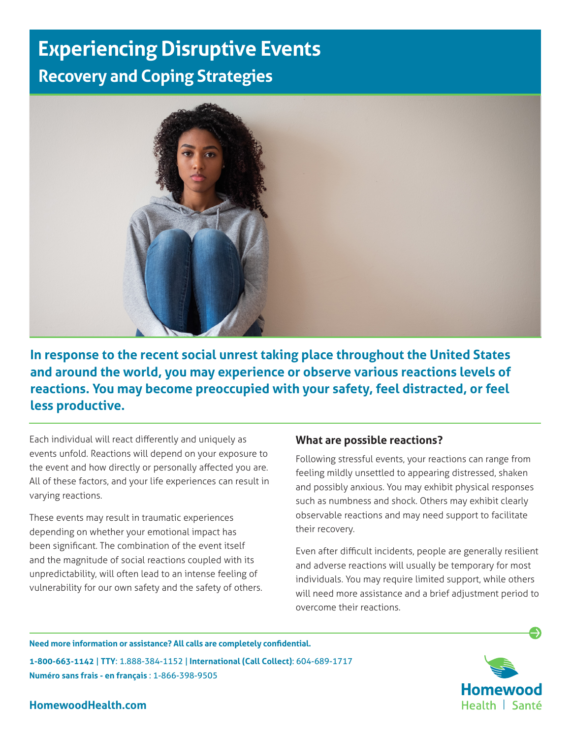# Experiencing Disruptive Events

## Recovery and Coping Strategies

**In response to the recent social unrest taking place throughout the United States and around the world, you may experience or observe various reactions levels of reactions. You may become preoccupied with your safety, feel distracted, or feel less productive.**

Each individual will react differently and uniquely as events unfold. Reactions will depend on your exposure to the event and how directly or personally affected you are. All of these factors, and your life experiences can result in varying reactions.

These events may result in traumatic experiences depending on whether your emotional impact has been significant. The combination of the event itself and the magnitude of social reactions coupled with its unpredictability, will often lead to an intense feeling of vulnerability for our own safety and the safety of others.

### What are possible reactions?

Following stressful events, your reactions can range from feeling mildly unsettled to appearing distressed, shaken and possibly anxious. You may exhibit physical responses such as numbness and shock. Others may exhibit clearly observable reactions and may need support to facilitate their recovery.

Even after difficult incidents, people are generally resilient and adverse reactions will usually be temporary for most individuals. You may require limited support, while others will need more assistance and a brief adjustment period to overcome their reactions.

**Need more information or assistance? All calls are completely confidential.**

**1-800-663-1142** | **TTY**: 1.888-384-1152 | **International (Call Collect)**: 604-689-1717
**Numéro sans frais - en français** : 1-866-398-9505

**HomewoodHealth.com**

Homewood Health | Santé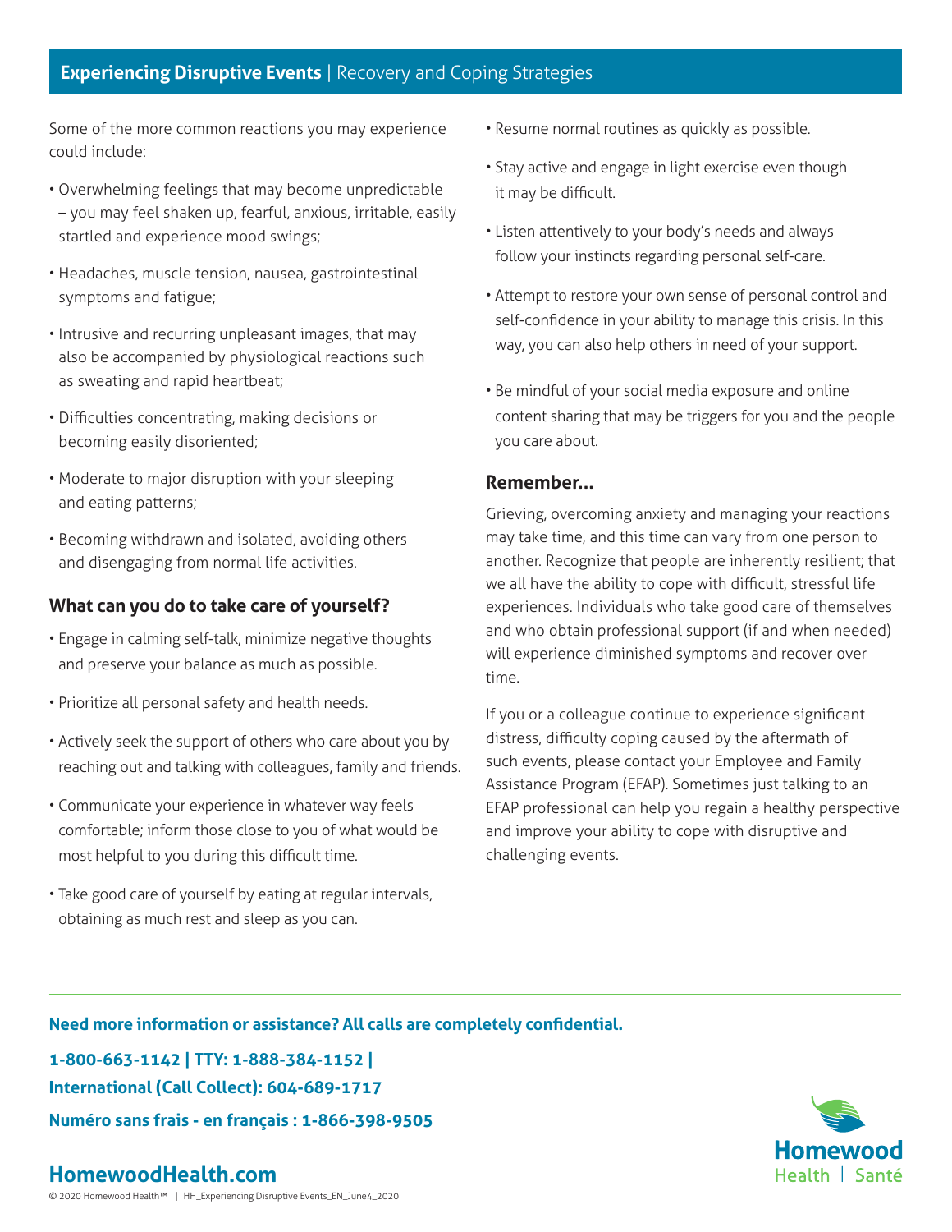## Experiencing Disruptive Events | Recovery and Coping Strategies

Some of the more common reactions you may experience could include:

- Overwhelming feelings that may become unpredictable – you may feel shaken up, fearful, anxious, irritable, easily startled and experience mood swings;
- Headaches, muscle tension, nausea, gastrointestinal symptoms and fatigue;
- Intrusive and recurring unpleasant images, that may also be accompanied by physiological reactions such as sweating and rapid heartbeat;
- Difficulties concentrating, making decisions or becoming easily disoriented;
- Moderate to major disruption with your sleeping and eating patterns;
- Becoming withdrawn and isolated, avoiding others and disengaging from normal life activities.

### What can you do to take care of yourself?

- Engage in calming self-talk, minimize negative thoughts and preserve your balance as much as possible.
- Prioritize all personal safety and health needs.
- Actively seek the support of others who care about you by reaching out and talking with colleagues, family and friends.
- Communicate your experience in whatever way feels comfortable; inform those close to you of what would be most helpful to you during this difficult time.
- Take good care of yourself by eating at regular intervals, obtaining as much rest and sleep as you can.
- Resume normal routines as quickly as possible.
- Stay active and engage in light exercise even though it may be difficult.
- Listen attentively to your body's needs and always follow your instincts regarding personal self-care.
- Attempt to restore your own sense of personal control and self-confidence in your ability to manage this crisis. In this way, you can also help others in need of your support.
- Be mindful of your social media exposure and online content sharing that may be triggers for you and the people you care about.

### Remember...

Grieving, overcoming anxiety and managing your reactions may take time, and this time can vary from one person to another. Recognize that people are inherently resilient; that we all have the ability to cope with difficult, stressful life experiences. Individuals who take good care of themselves and who obtain professional support (if and when needed) will experience diminished symptoms and recover over time.

If you or a colleague continue to experience significant distress, difficulty coping caused by the aftermath of such events, please contact your Employee and Family Assistance Program (EFAP). Sometimes just talking to an EFAP professional can help you regain a healthy perspective and improve your ability to cope with disruptive and challenging events.

**Need more information or assistance? All calls are completely confidential.**

**1-800-663-1142 | TTY: 1-888-384-1152 |**
**International (Call Collect): 604-689-1717**

**Numéro sans frais - en français : 1-866-398-9505**

**HomewoodHealth.com**

Homewood Health | Santé

© 2020 Homewood Health™ | HH_Experiencing Disruptive Events_EN_June4_2020